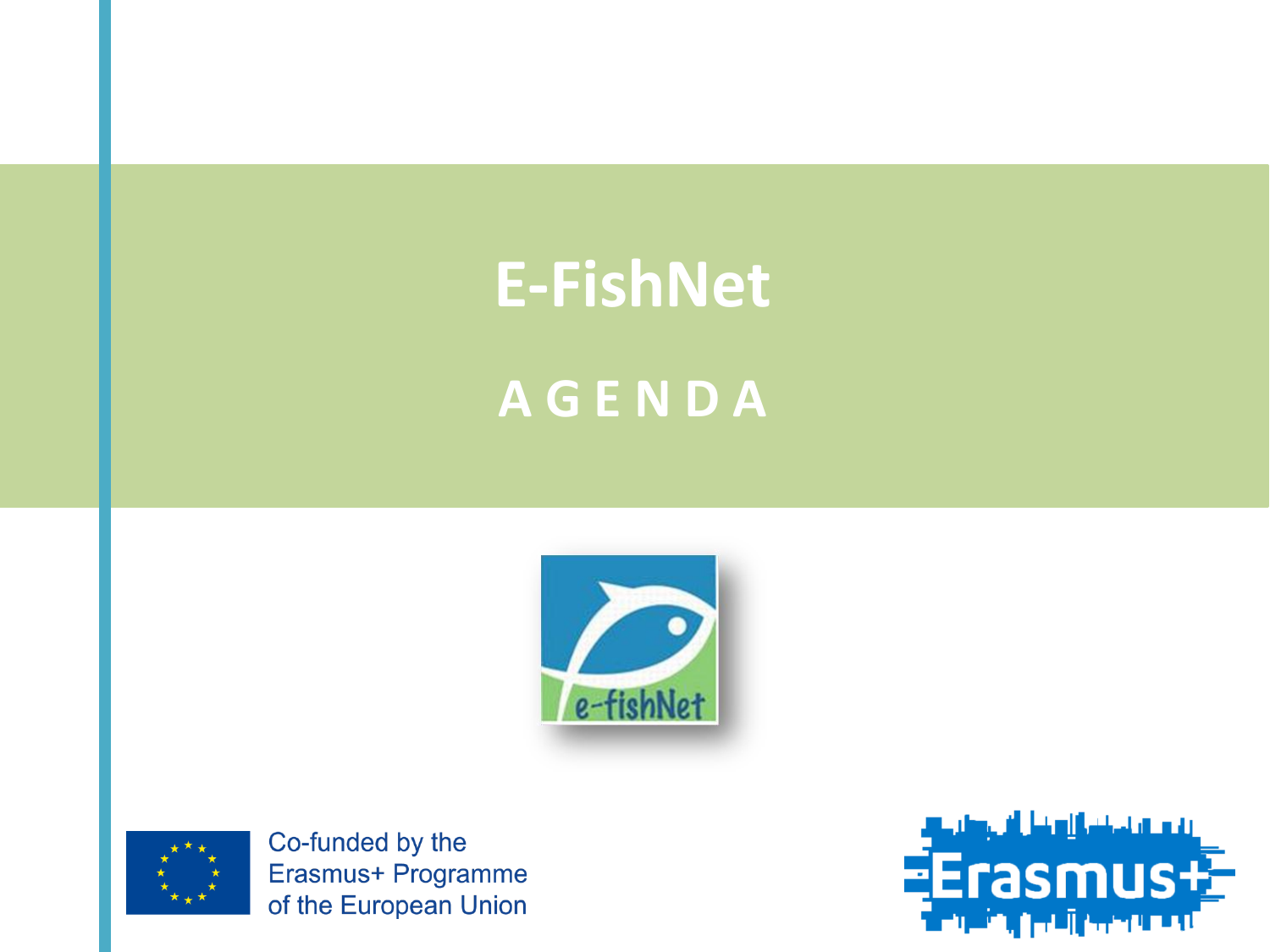# E-FishNet

## A G E N D A

Co-funded by the Erasmus+ Programme of the European Union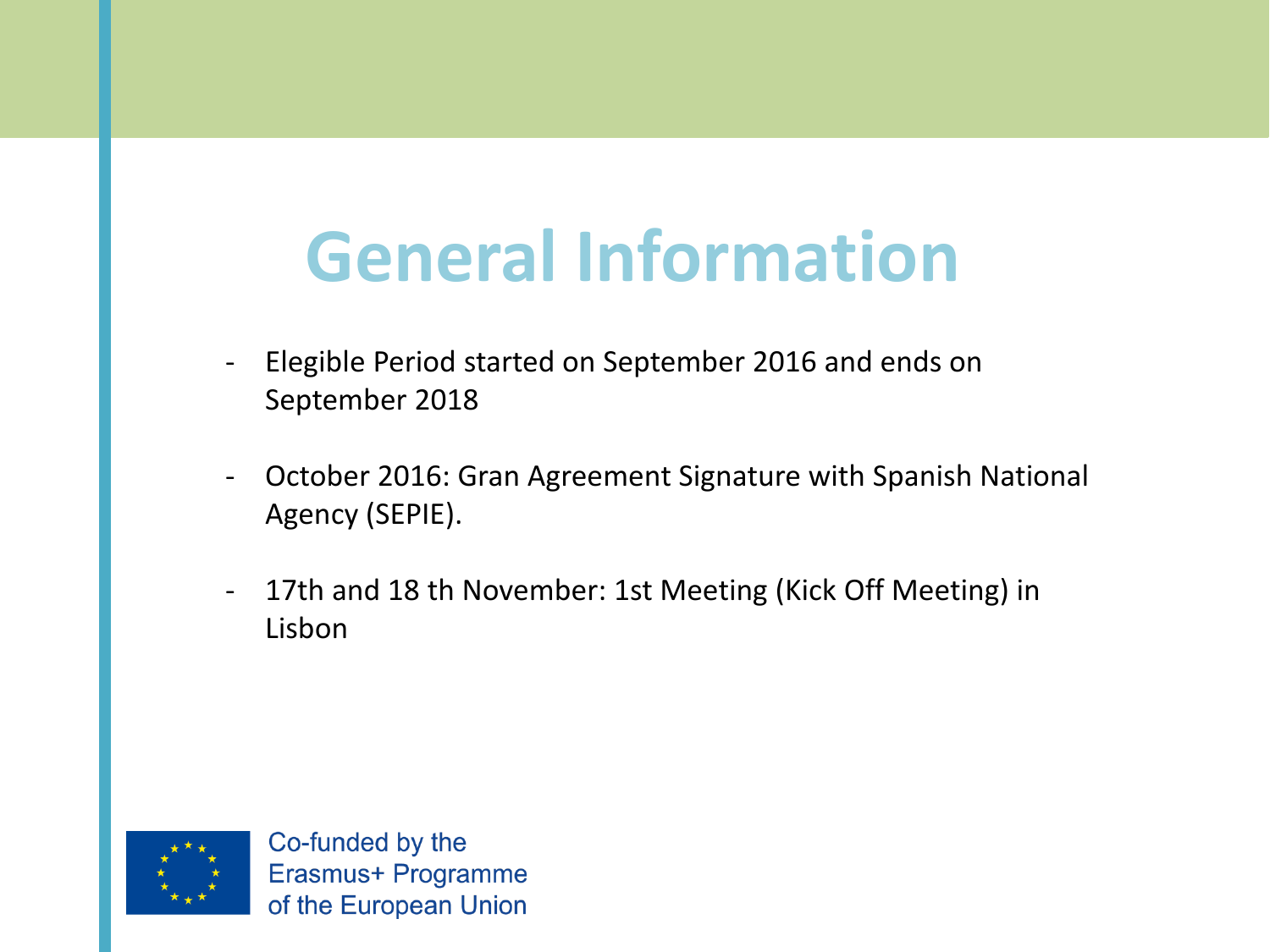# General Information

- Elegible Period started on September 2016 and ends on September 2018

- October 2016: Gran Agreement Signature with Spanish National Agency (SEPIE).

- 17th and 18 th November: 1st Meeting (Kick Off Meeting) in Lisbon

Co-funded by the Erasmus+ Programme of the European Union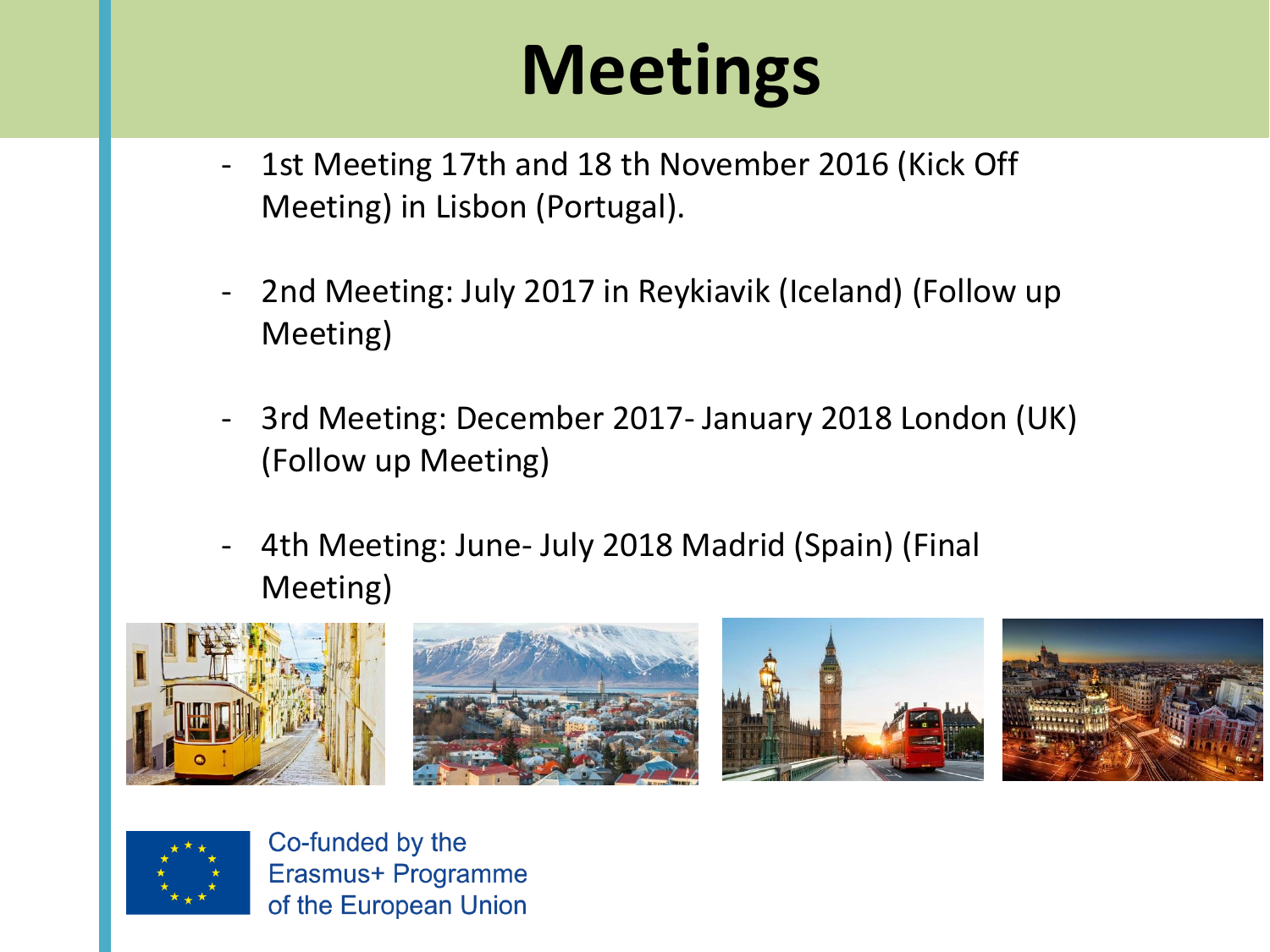# Meetings

- 1st Meeting 17th and 18 th November 2016 (Kick Off Meeting) in Lisbon (Portugal).
- 2nd Meeting: July 2017 in Reykiavik (Iceland) (Follow up Meeting)
- 3rd Meeting: December 2017- January 2018 London (UK) (Follow up Meeting)
- 4th Meeting: June- July 2018 Madrid (Spain) (Final Meeting)

Co-funded by the Erasmus+ Programme of the European Union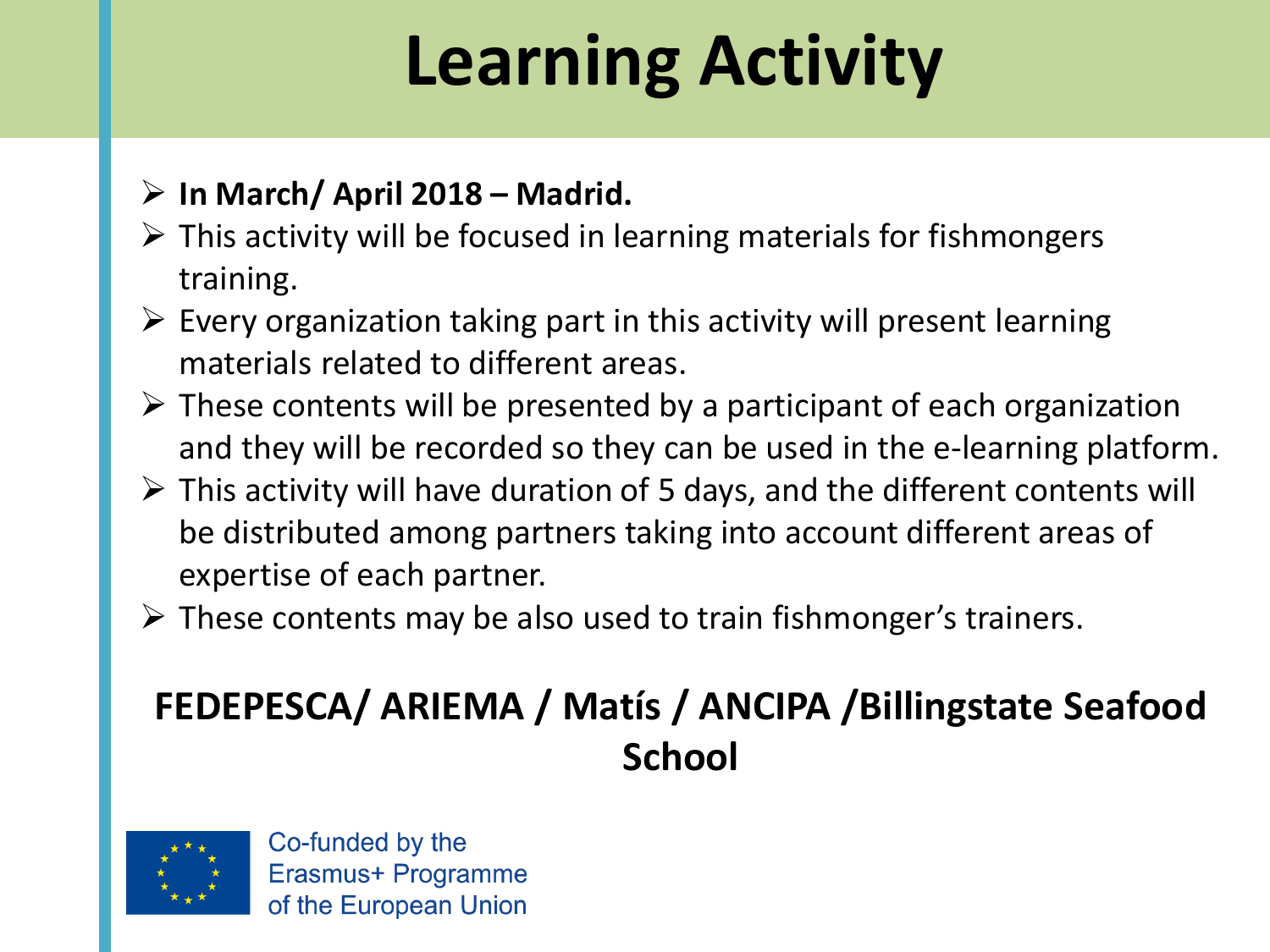# Learning Activity

- **In March/ April 2018 – Madrid.**
- This activity will be focused in learning materials for fishmongers training.
- Every organization taking part in this activity will present learning materials related to different areas.
- These contents will be presented by a participant of each organization and they will be recorded so they can be used in the e-learning platform.
- This activity will have duration of 5 days, and the different contents will be distributed among partners taking into account different areas of expertise of each partner.
- These contents may be also used to train fishmonger's trainers.

**FEDEPESCA/ ARIEMA / Matís / ANCIPA /Billingstate Seafood School**

Co-funded by the Erasmus+ Programme of the European Union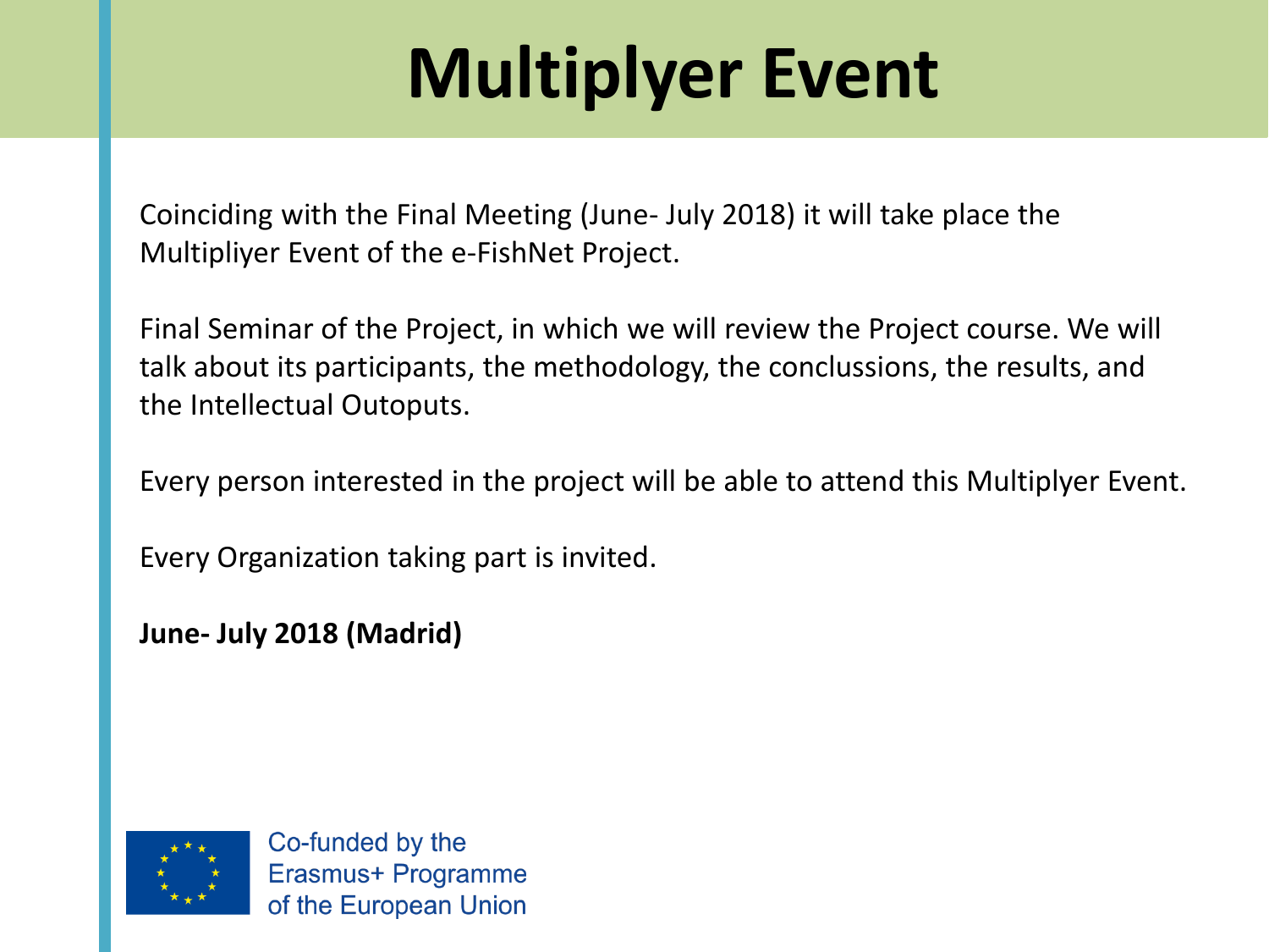# Multiplyer Event

Coinciding with the Final Meeting (June- July 2018) it will take place the Multipliyer Event of the e-FishNet Project.

Final Seminar of the Project, in which we will review the Project course. We will talk about its participants, the methodology, the conclussions, the results, and the Intellectual Outoputs.

Every person interested in the project will be able to attend this Multiplyer Event.

Every Organization taking part is invited.

**June- July 2018 (Madrid)**

Co-funded by the Erasmus+ Programme of the European Union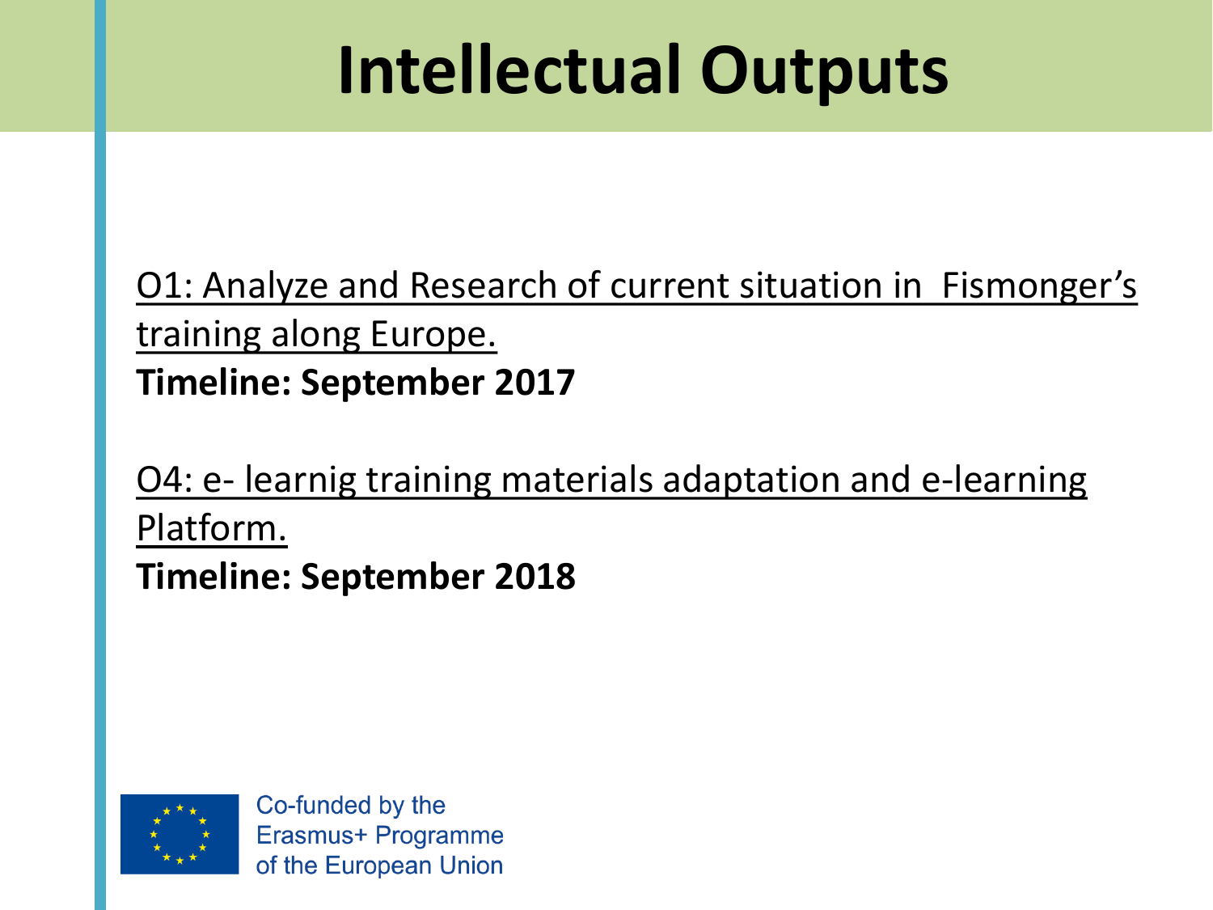# Intellectual Outputs

O1: Analyze and Research of current situation in Fismonger's training along Europe.

**Timeline: September 2017**

O4: e- learnig training materials adaptation and e-learning Platform.

**Timeline: September 2018**

Co-funded by the Erasmus+ Programme of the European Union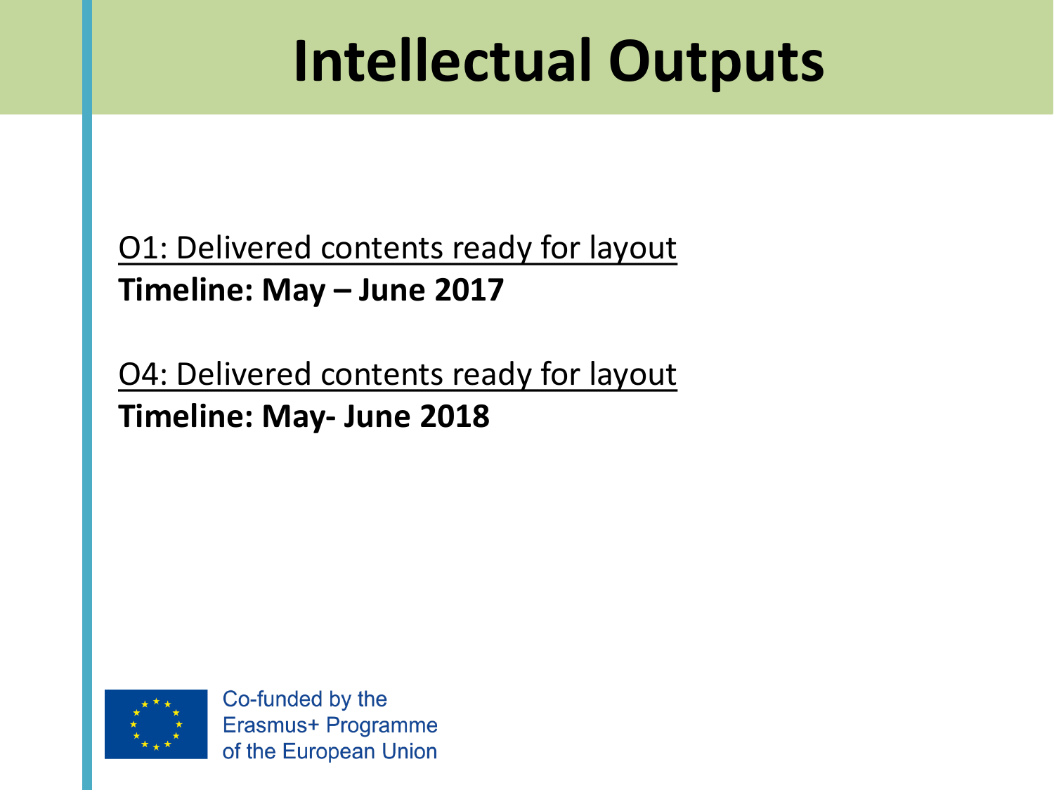# Intellectual Outputs

<u>O1: Delivered contents ready for layout</u>
**Timeline: May – June 2017**

<u>O4: Delivered contents ready for layout</u>
**Timeline: May- June 2018**

Co-funded by the
Erasmus+ Programme
of the European Union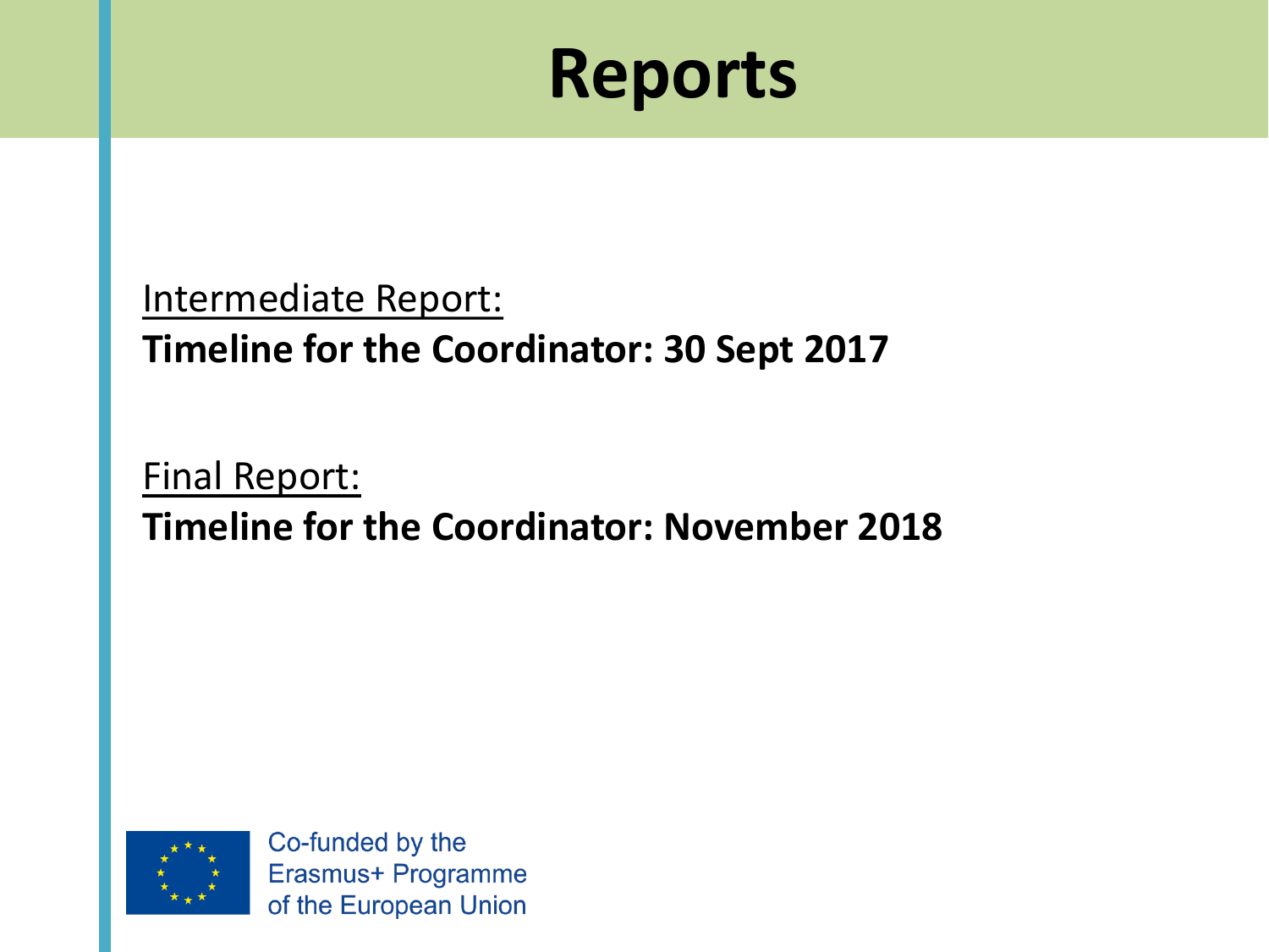# Reports

Intermediate Report:

**Timeline for the Coordinator: 30 Sept 2017**

Final Report:

**Timeline for the Coordinator: November 2018**

Co-funded by the Erasmus+ Programme of the European Union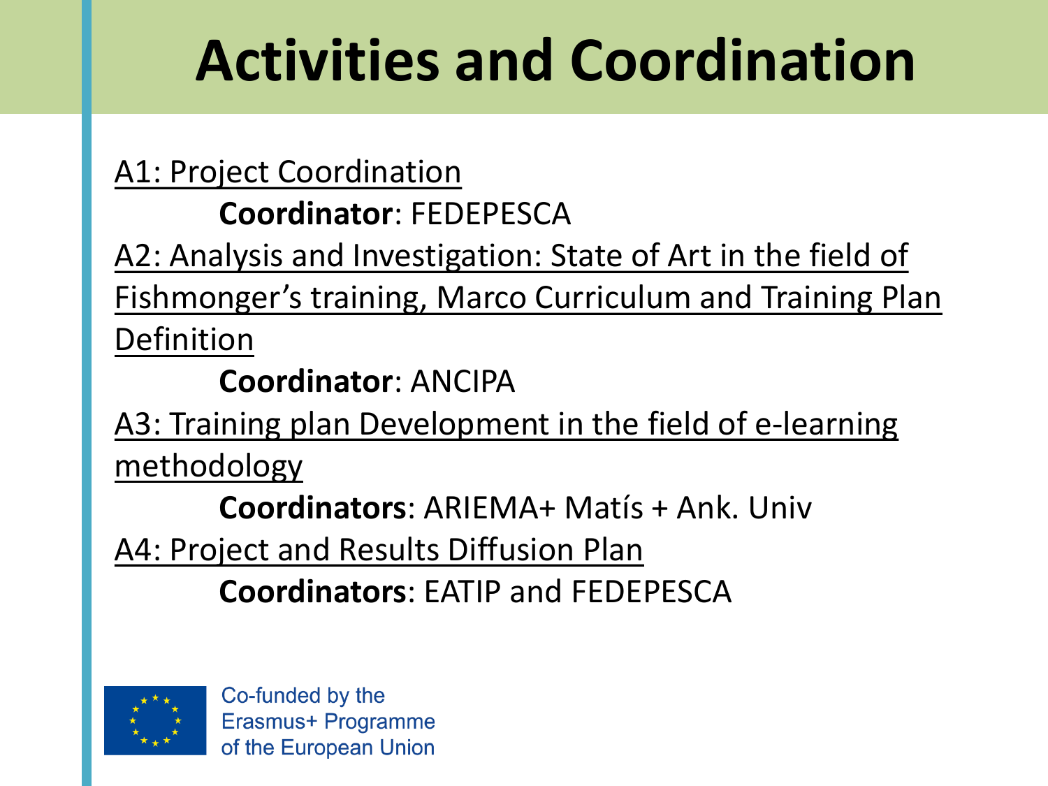# Activities and Coordination

A1: Project Coordination

**Coordinator**: FEDEPESCA

A2: Analysis and Investigation: State of Art in the field of Fishmonger's training, Marco Curriculum and Training Plan Definition

**Coordinator**: ANCIPA

A3: Training plan Development in the field of e-learning methodology

**Coordinators**: ARIEMA+ Matís + Ank. Univ

A4: Project and Results Diffusion Plan

**Coordinators**: EATIP and FEDEPESCA

Co-funded by the Erasmus+ Programme of the European Union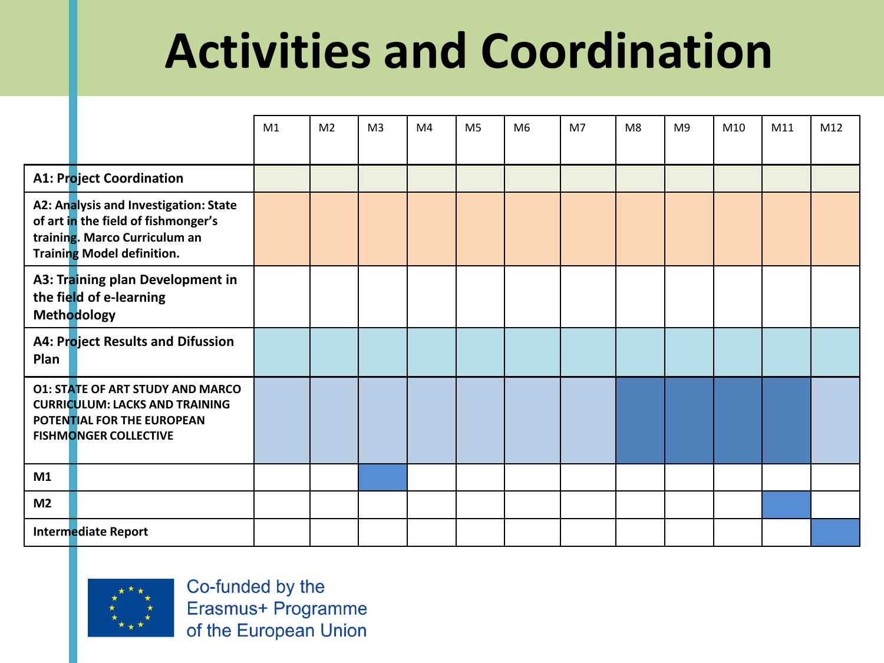# Activities and Coordination

| | M1 | M2 | M3 | M4 | M5 | M6 | M7 | M8 | M9 | M10 | M11 | M12 |
|---|---|---|---|---|---|---|---|---|---|---|---|---|
| **A1: Project Coordination** | | | | | | | | | | | | |
| **A2: Analysis and Investigation: State of art in the field of fishmonger's training. Marco Curriculum an Training Model definition.** | | | | | | | | | | | | |
| **A3: Training plan Development in the field of e-learning Methodology** | | | | | | | | | | | | |
| **A4: Project Results and Difussion Plan** | | | | | | | | | | | | |
| **O1: STATE OF ART STUDY AND MARCO CURRICULUM: LACKS AND TRAINING POTENTIAL FOR THE EUROPEAN FISHMONGER COLLECTIVE** | | | | | | | | | | | | |
| **M1** | | | | | | | | | | | | |
| **M2** | | | | | | | | | | | | |
| **Intermediate Report** | | | | | | | | | | | | |

Co-funded by the Erasmus+ Programme of the European Union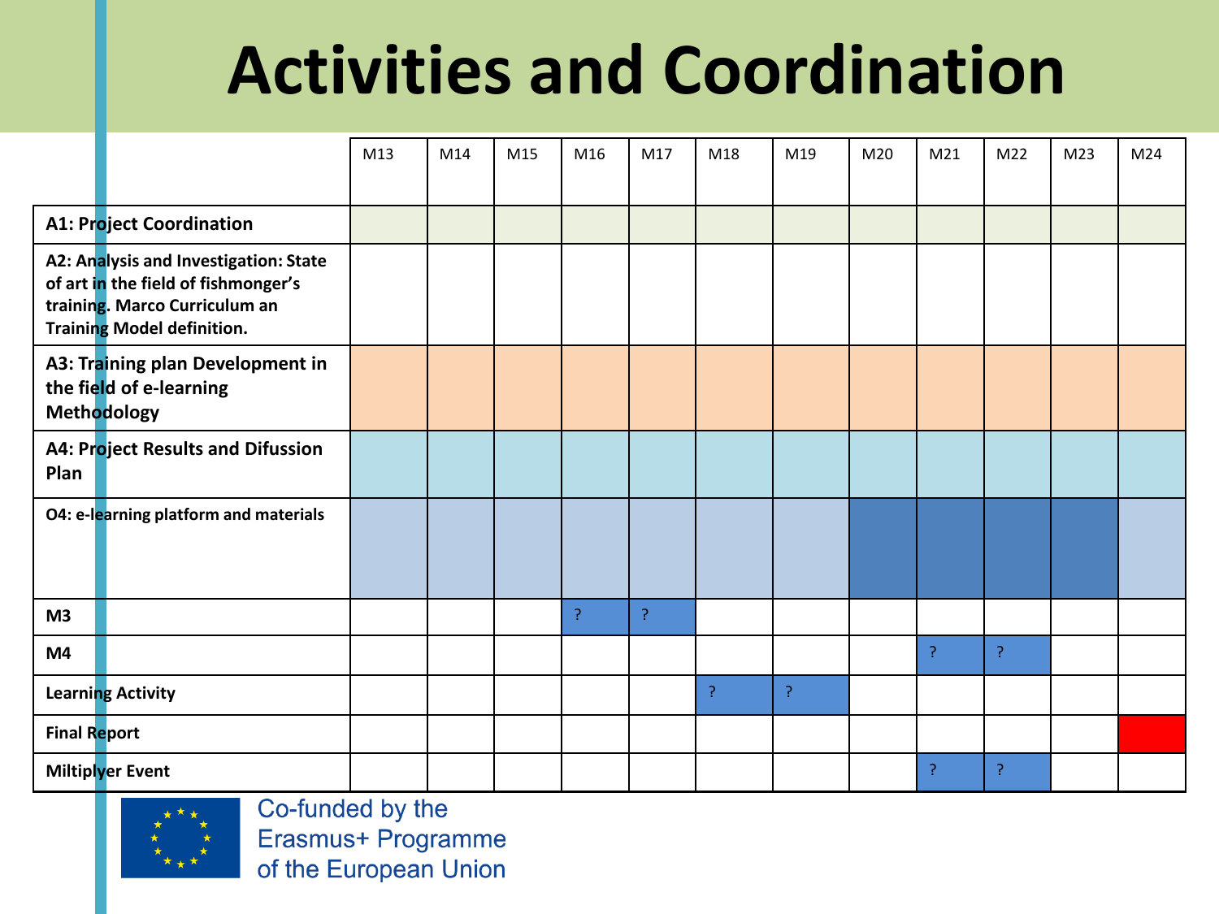# Activities and Coordination

| | M13 | M14 | M15 | M16 | M17 | M18 | M19 | M20 | M21 | M22 | M23 | M24 |
|---|---|---|---|---|---|---|---|---|---|---|---|---|
| **A1: Project Coordination** | | | | | | | | | | | | |
| **A2: Analysis and Investigation: State of art in the field of fishmonger's training. Marco Curriculum an Training Model definition.** | | | | | | | | | | | | |
| **A3: Training plan Development in the field of e-learning Methodology** | | | | | | | | | | | | |
| **A4: Project Results and Difussion Plan** | | | | | | | | | | | | |
| **O4: e-learning platform and materials** | | | | | | | | | | | | |
| **M3** | | | | ? | ? | | | | | | | |
| **M4** | | | | | | | | | ? | ? | | |
| **Learning Activity** | | | | | | ? | ? | | | | | |
| **Final Report** | | | | | | | | | | | | |
| **Miltiplyer Event** | | | | | | | | | ? | ? | | |

Co-funded by the Erasmus+ Programme of the European Union